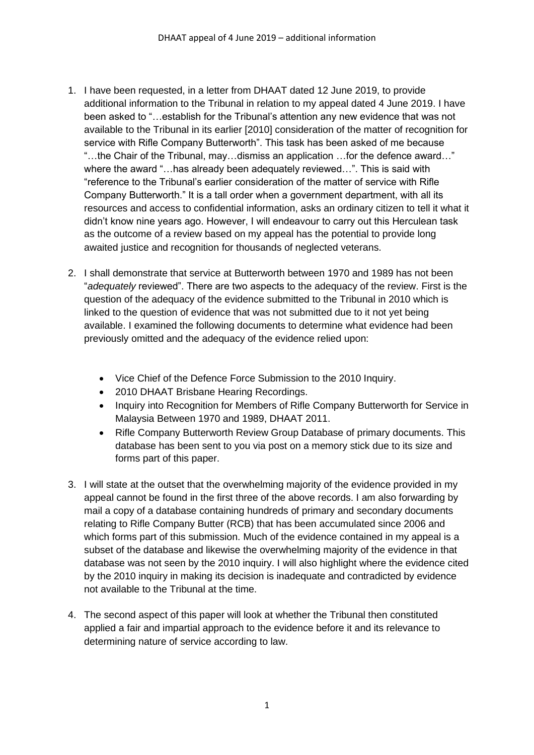DHAAT appeal of 4 June 2019 – additional information

1. I have been requested, in a letter from DHAAT dated 12 June 2019, to provide additional information to the Tribunal in relation to my appeal dated 4 June 2019. I have been asked to "…establish for the Tribunal's attention any new evidence that was not available to the Tribunal in its earlier [2010] consideration of the matter of recognition for service with Rifle Company Butterworth". This task has been asked of me because "…the Chair of the Tribunal, may…dismiss an application …for the defence award…" where the award "…has already been adequately reviewed…". This is said with "reference to the Tribunal's earlier consideration of the matter of service with Rifle Company Butterworth." It is a tall order when a government department, with all its resources and access to confidential information, asks an ordinary citizen to tell it what it didn't know nine years ago. However, I will endeavour to carry out this Herculean task as the outcome of a review based on my appeal has the potential to provide long awaited justice and recognition for thousands of neglected veterans.

2. I shall demonstrate that service at Butterworth between 1970 and 1989 has not been "*adequately* reviewed". There are two aspects to the adequacy of the review. First is the question of the adequacy of the evidence submitted to the Tribunal in 2010 which is linked to the question of evidence that was not submitted due to it not yet being available. I examined the following documents to determine what evidence had been previously omitted and the adequacy of the evidence relied upon:

    - Vice Chief of the Defence Force Submission to the 2010 Inquiry.
    - 2010 DHAAT Brisbane Hearing Recordings.
    - Inquiry into Recognition for Members of Rifle Company Butterworth for Service in Malaysia Between 1970 and 1989, DHAAT 2011.
    - Rifle Company Butterworth Review Group Database of primary documents. This database has been sent to you via post on a memory stick due to its size and forms part of this paper.

3. I will state at the outset that the overwhelming majority of the evidence provided in my appeal cannot be found in the first three of the above records. I am also forwarding by mail a copy of a database containing hundreds of primary and secondary documents relating to Rifle Company Butter (RCB) that has been accumulated since 2006 and which forms part of this submission. Much of the evidence contained in my appeal is a subset of the database and likewise the overwhelming majority of the evidence in that database was not seen by the 2010 inquiry. I will also highlight where the evidence cited by the 2010 inquiry in making its decision is inadequate and contradicted by evidence not available to the Tribunal at the time.

4. The second aspect of this paper will look at whether the Tribunal then constituted applied a fair and impartial approach to the evidence before it and its relevance to determining nature of service according to law.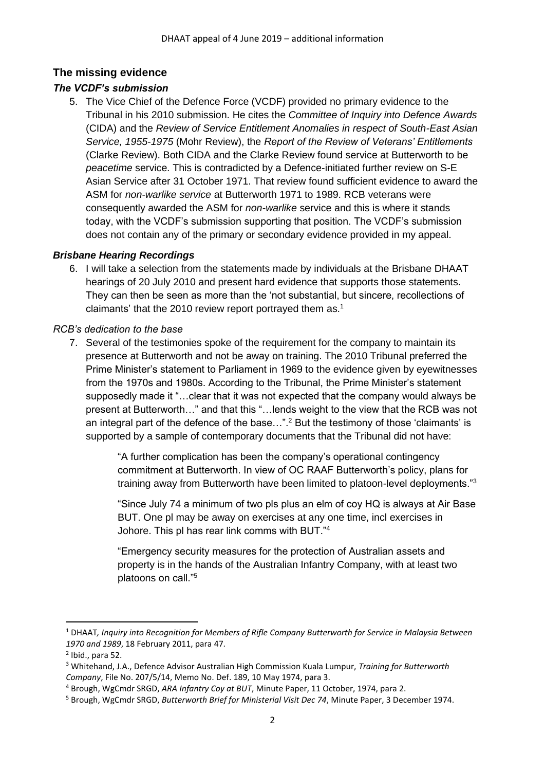## The missing evidence

### *The VCDF's submission*

5. The Vice Chief of the Defence Force (VCDF) provided no primary evidence to the Tribunal in his 2010 submission. He cites the *Committee of Inquiry into Defence Awards* (CIDA) and the *Review of Service Entitlement Anomalies in respect of South-East Asian Service, 1955-1975* (Mohr Review), the *Report of the Review of Veterans' Entitlements* (Clarke Review). Both CIDA and the Clarke Review found service at Butterworth to be *peacetime* service. This is contradicted by a Defence-initiated further review on S-E Asian Service after 31 October 1971. That review found sufficient evidence to award the ASM for *non-warlike service* at Butterworth 1971 to 1989. RCB veterans were consequently awarded the ASM for *non-warlike* service and this is where it stands today, with the VCDF's submission supporting that position. The VCDF's submission does not contain any of the primary or secondary evidence provided in my appeal.

### *Brisbane Hearing Recordings*

6. I will take a selection from the statements made by individuals at the Brisbane DHAAT hearings of 20 July 2010 and present hard evidence that supports those statements. They can then be seen as more than the 'not substantial, but sincere, recollections of claimants' that the 2010 review report portrayed them as.[1]

*RCB's dedication to the base*

7. Several of the testimonies spoke of the requirement for the company to maintain its presence at Butterworth and not be away on training. The 2010 Tribunal preferred the Prime Minister's statement to Parliament in 1969 to the evidence given by eyewitnesses from the 1970s and 1980s. According to the Tribunal, the Prime Minister's statement supposedly made it "…clear that it was not expected that the company would always be present at Butterworth…" and that this "…lends weight to the view that the RCB was not an integral part of the defence of the base…".[2] But the testimony of those 'claimants' is supported by a sample of contemporary documents that the Tribunal did not have:

> "A further complication has been the company's operational contingency commitment at Butterworth. In view of OC RAAF Butterworth's policy, plans for training away from Butterworth have been limited to platoon-level deployments."[3]
>
> "Since July 74 a minimum of two pls plus an elm of coy HQ is always at Air Base BUT. One pl may be away on exercises at any one time, incl exercises in Johore. This pl has rear link comms with BUT."[4]
>
> "Emergency security measures for the protection of Australian assets and property is in the hands of the Australian Infantry Company, with at least two platoons on call."[5]

---

[1] DHAAT, *Inquiry into Recognition for Members of Rifle Company Butterworth for Service in Malaysia Between 1970 and 1989*, 18 February 2011, para 47.

[2] Ibid., para 52.

[3] Whitehand, J.A., Defence Advisor Australian High Commission Kuala Lumpur, *Training for Butterworth Company*, File No. 207/5/14, Memo No. Def. 189, 10 May 1974, para 3.

[4] Brough, WgCmdr SRGD, *ARA Infantry Coy at BUT*, Minute Paper, 11 October, 1974, para 2.

[5] Brough, WgCmdr SRGD, *Butterworth Brief for Ministerial Visit Dec 74*, Minute Paper, 3 December 1974.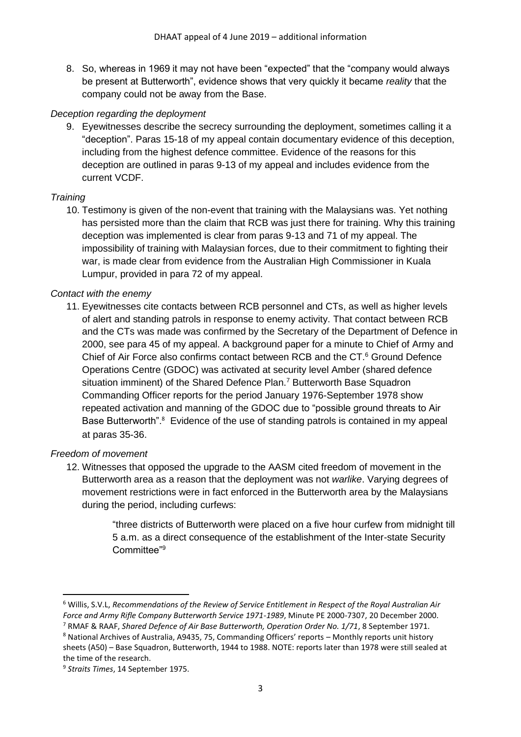8. So, whereas in 1969 it may not have been "expected" that the "company would always be present at Butterworth", evidence shows that very quickly it became *reality* that the company could not be away from the Base.

*Deception regarding the deployment*

9. Eyewitnesses describe the secrecy surrounding the deployment, sometimes calling it a "deception". Paras 15-18 of my appeal contain documentary evidence of this deception, including from the highest defence committee. Evidence of the reasons for this deception are outlined in paras 9-13 of my appeal and includes evidence from the current VCDF.

*Training*

10. Testimony is given of the non-event that training with the Malaysians was. Yet nothing has persisted more than the claim that RCB was just there for training. Why this training deception was implemented is clear from paras 9-13 and 71 of my appeal. The impossibility of training with Malaysian forces, due to their commitment to fighting their war, is made clear from evidence from the Australian High Commissioner in Kuala Lumpur, provided in para 72 of my appeal.

*Contact with the enemy*

11. Eyewitnesses cite contacts between RCB personnel and CTs, as well as higher levels of alert and standing patrols in response to enemy activity. That contact between RCB and the CTs was made was confirmed by the Secretary of the Department of Defence in 2000, see para 45 of my appeal. A background paper for a minute to Chief of Army and Chief of Air Force also confirms contact between RCB and the CT.[6] Ground Defence Operations Centre (GDOC) was activated at security level Amber (shared defence situation imminent) of the Shared Defence Plan.[7] Butterworth Base Squadron Commanding Officer reports for the period January 1976-September 1978 show repeated activation and manning of the GDOC due to "possible ground threats to Air Base Butterworth".[8] Evidence of the use of standing patrols is contained in my appeal at paras 35-36.

*Freedom of movement*

12. Witnesses that opposed the upgrade to the AASM cited freedom of movement in the Butterworth area as a reason that the deployment was not *warlike*. Varying degrees of movement restrictions were in fact enforced in the Butterworth area by the Malaysians during the period, including curfews:

> "three districts of Butterworth were placed on a five hour curfew from midnight till 5 a.m. as a direct consequence of the establishment of the Inter-state Security Committee"[9]

---

[6] Willis, S.V.L, *Recommendations of the Review of Service Entitlement in Respect of the Royal Australian Air Force and Army Rifle Company Butterworth Service 1971-1989*, Minute PE 2000-7307, 20 December 2000.

[7] RMAF & RAAF, *Shared Defence of Air Base Butterworth, Operation Order No. 1/71*, 8 September 1971.

[8] National Archives of Australia, A9435, 75, Commanding Officers' reports – Monthly reports unit history sheets (A50) – Base Squadron, Butterworth, 1944 to 1988. NOTE: reports later than 1978 were still sealed at the time of the research.

[9] *Straits Times*, 14 September 1975.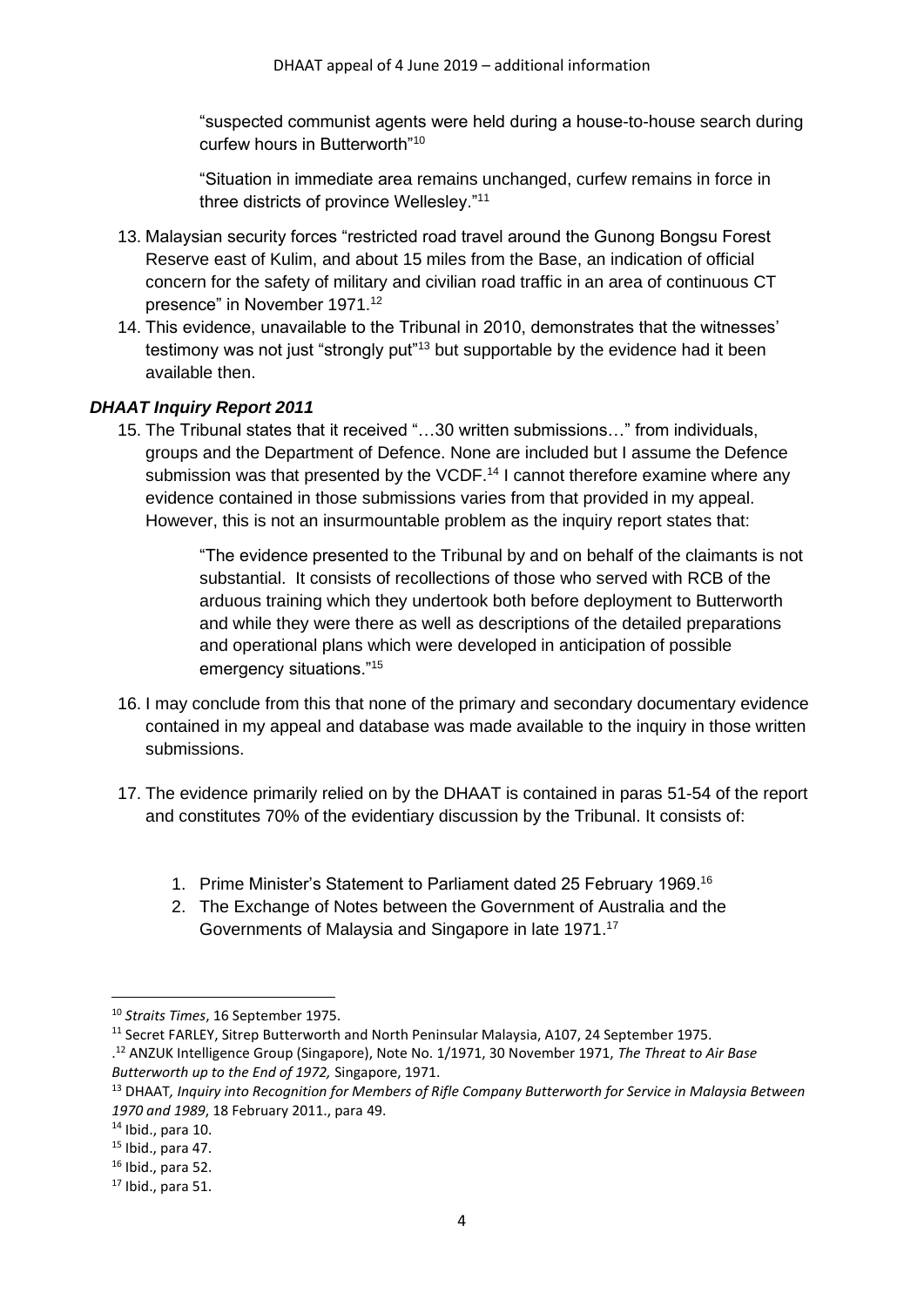"suspected communist agents were held during a house-to-house search during curfew hours in Butterworth"[10]

"Situation in immediate area remains unchanged, curfew remains in force in three districts of province Wellesley."[11]

13. Malaysian security forces "restricted road travel around the Gunong Bongsu Forest Reserve east of Kulim, and about 15 miles from the Base, an indication of official concern for the safety of military and civilian road traffic in an area of continuous CT presence" in November 1971.[12]
14. This evidence, unavailable to the Tribunal in 2010, demonstrates that the witnesses' testimony was not just "strongly put"[13] but supportable by the evidence had it been available then.

### *DHAAT Inquiry Report 2011*

15. The Tribunal states that it received "…30 written submissions…" from individuals, groups and the Department of Defence. None are included but I assume the Defence submission was that presented by the VCDF.[14] I cannot therefore examine where any evidence contained in those submissions varies from that provided in my appeal. However, this is not an insurmountable problem as the inquiry report states that:

> "The evidence presented to the Tribunal by and on behalf of the claimants is not substantial. It consists of recollections of those who served with RCB of the arduous training which they undertook both before deployment to Butterworth and while they were there as well as descriptions of the detailed preparations and operational plans which were developed in anticipation of possible emergency situations."[15]

16. I may conclude from this that none of the primary and secondary documentary evidence contained in my appeal and database was made available to the inquiry in those written submissions.
17. The evidence primarily relied on by the DHAAT is contained in paras 51-54 of the report and constitutes 70% of the evidentiary discussion by the Tribunal. It consists of:

    1. Prime Minister's Statement to Parliament dated 25 February 1969.[16]
    2. The Exchange of Notes between the Government of Australia and the Governments of Malaysia and Singapore in late 1971.[17]

---

[10] *Straits Times*, 16 September 1975.

[11] Secret FARLEY, Sitrep Butterworth and North Peninsular Malaysia, A107, 24 September 1975.

.[12] ANZUK Intelligence Group (Singapore), Note No. 1/1971, 30 November 1971, *The Threat to Air Base Butterworth up to the End of 1972,* Singapore, 1971.

[13] DHAAT*, Inquiry into Recognition for Members of Rifle Company Butterworth for Service in Malaysia Between 1970 and 1989*, 18 February 2011., para 49.

[14] Ibid., para 10.

[15] Ibid., para 47.

[16] Ibid., para 52.

[17] Ibid., para 51.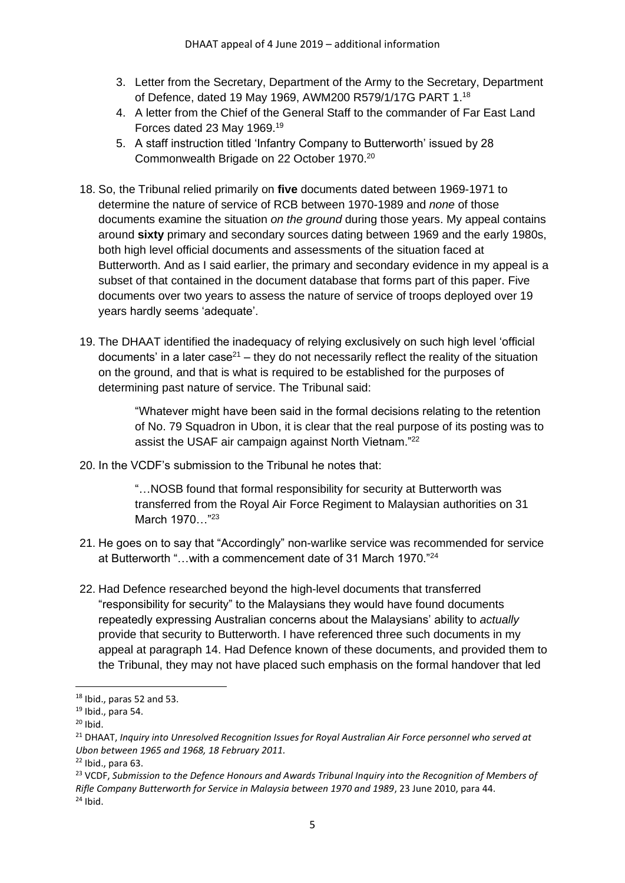3. Letter from the Secretary, Department of the Army to the Secretary, Department of Defence, dated 19 May 1969, AWM200 R579/1/17G PART 1.[18]
4. A letter from the Chief of the General Staff to the commander of Far East Land Forces dated 23 May 1969.[19]
5. A staff instruction titled 'Infantry Company to Butterworth' issued by 28 Commonwealth Brigade on 22 October 1970.[20]

18. So, the Tribunal relied primarily on **five** documents dated between 1969-1971 to determine the nature of service of RCB between 1970-1989 and *none* of those documents examine the situation *on the ground* during those years. My appeal contains around **sixty** primary and secondary sources dating between 1969 and the early 1980s, both high level official documents and assessments of the situation faced at Butterworth. And as I said earlier, the primary and secondary evidence in my appeal is a subset of that contained in the document database that forms part of this paper. Five documents over two years to assess the nature of service of troops deployed over 19 years hardly seems 'adequate'.

19. The DHAAT identified the inadequacy of relying exclusively on such high level 'official documents' in a later case[21] – they do not necessarily reflect the reality of the situation on the ground, and that is what is required to be established for the purposes of determining past nature of service. The Tribunal said:

    > "Whatever might have been said in the formal decisions relating to the retention of No. 79 Squadron in Ubon, it is clear that the real purpose of its posting was to assist the USAF air campaign against North Vietnam."[22]

20. In the VCDF's submission to the Tribunal he notes that:

    > "…NOSB found that formal responsibility for security at Butterworth was transferred from the Royal Air Force Regiment to Malaysian authorities on 31 March 1970…"[23]

21. He goes on to say that "Accordingly" non-warlike service was recommended for service at Butterworth "…with a commencement date of 31 March 1970."[24]

22. Had Defence researched beyond the high-level documents that transferred "responsibility for security" to the Malaysians they would have found documents repeatedly expressing Australian concerns about the Malaysians' ability to *actually* provide that security to Butterworth. I have referenced three such documents in my appeal at paragraph 14. Had Defence known of these documents, and provided them to the Tribunal, they may not have placed such emphasis on the formal handover that led

---

[18] Ibid., paras 52 and 53.

[19] Ibid., para 54.

[20] Ibid.

[21] DHAAT, *Inquiry into Unresolved Recognition Issues for Royal Australian Air Force personnel who served at Ubon between 1965 and 1968, 18 February 2011.*

[22] Ibid., para 63.

[23] VCDF, *Submission to the Defence Honours and Awards Tribunal Inquiry into the Recognition of Members of Rifle Company Butterworth for Service in Malaysia between 1970 and 1989*, 23 June 2010, para 44.

[24] Ibid.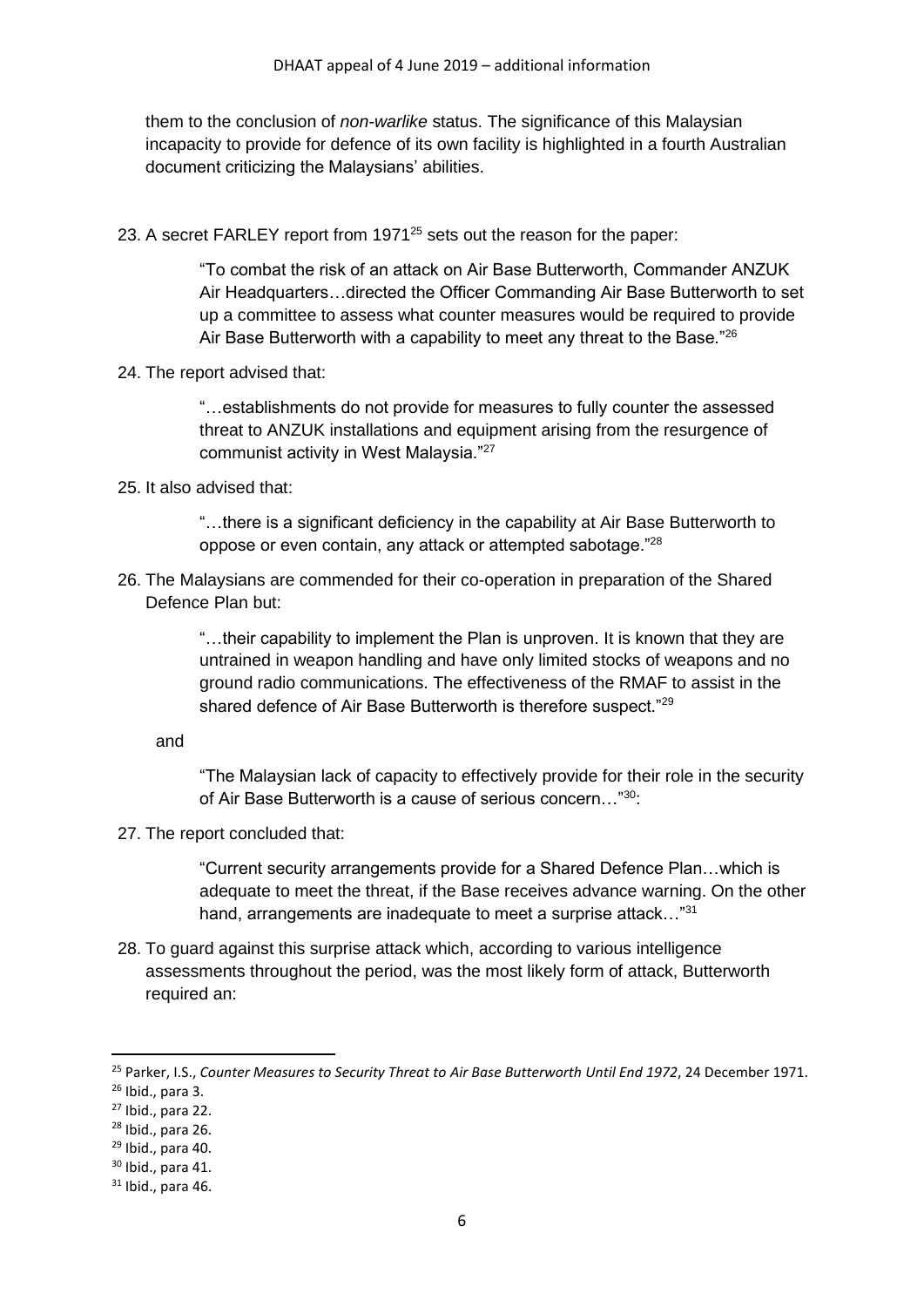them to the conclusion of *non-warlike* status. The significance of this Malaysian incapacity to provide for defence of its own facility is highlighted in a fourth Australian document criticizing the Malaysians' abilities.

23. A secret FARLEY report from 1971[25] sets out the reason for the paper:

> "To combat the risk of an attack on Air Base Butterworth, Commander ANZUK Air Headquarters…directed the Officer Commanding Air Base Butterworth to set up a committee to assess what counter measures would be required to provide Air Base Butterworth with a capability to meet any threat to the Base."[26]

24. The report advised that:

> "…establishments do not provide for measures to fully counter the assessed threat to ANZUK installations and equipment arising from the resurgence of communist activity in West Malaysia."[27]

25. It also advised that:

> "…there is a significant deficiency in the capability at Air Base Butterworth to oppose or even contain, any attack or attempted sabotage."[28]

26. The Malaysians are commended for their co-operation in preparation of the Shared Defence Plan but:

> "…their capability to implement the Plan is unproven. It is known that they are untrained in weapon handling and have only limited stocks of weapons and no ground radio communications. The effectiveness of the RMAF to assist in the shared defence of Air Base Butterworth is therefore suspect."[29]

and

> "The Malaysian lack of capacity to effectively provide for their role in the security of Air Base Butterworth is a cause of serious concern…"[30]:

27. The report concluded that:

> "Current security arrangements provide for a Shared Defence Plan…which is adequate to meet the threat, if the Base receives advance warning. On the other hand, arrangements are inadequate to meet a surprise attack…"[31]

28. To guard against this surprise attack which, according to various intelligence assessments throughout the period, was the most likely form of attack, Butterworth required an:

---

[25] Parker, I.S., *Counter Measures to Security Threat to Air Base Butterworth Until End 1972*, 24 December 1971.
[26] Ibid., para 3.
[27] Ibid., para 22.
[28] Ibid., para 26.
[29] Ibid., para 40.
[30] Ibid., para 41.
[31] Ibid., para 46.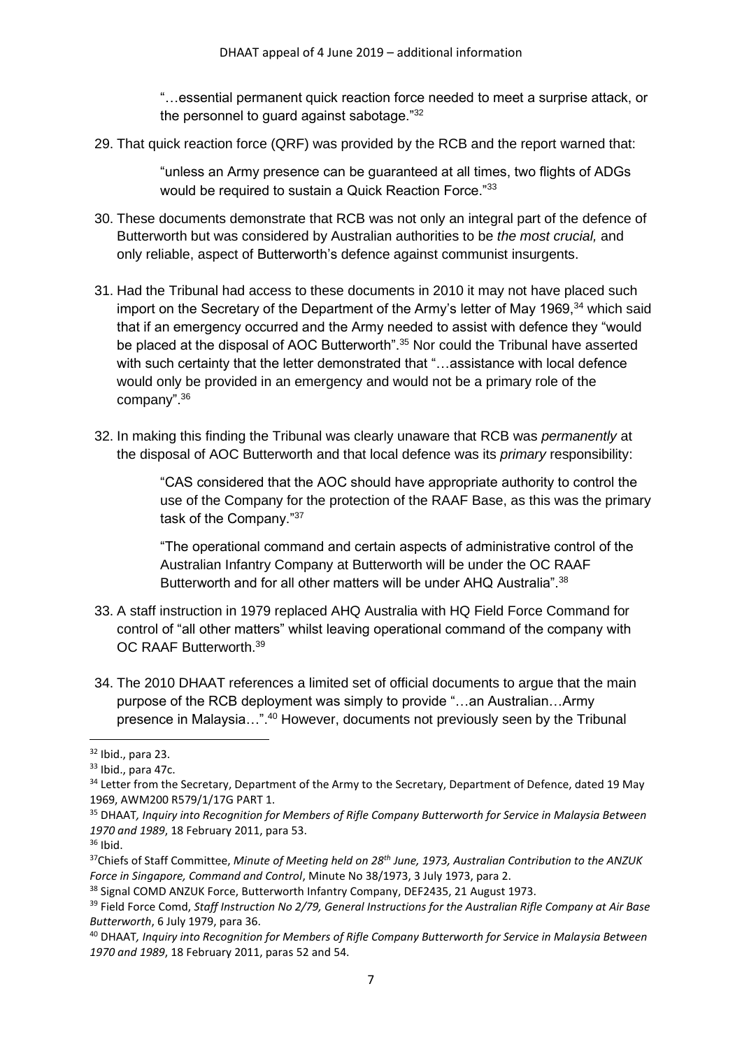> "…essential permanent quick reaction force needed to meet a surprise attack, or the personnel to guard against sabotage."[32]

29. That quick reaction force (QRF) was provided by the RCB and the report warned that:

> "unless an Army presence can be guaranteed at all times, two flights of ADGs would be required to sustain a Quick Reaction Force."[33]

30. These documents demonstrate that RCB was not only an integral part of the defence of Butterworth but was considered by Australian authorities to be *the most crucial,* and only reliable, aspect of Butterworth's defence against communist insurgents.

31. Had the Tribunal had access to these documents in 2010 it may not have placed such import on the Secretary of the Department of the Army's letter of May 1969,[34] which said that if an emergency occurred and the Army needed to assist with defence they "would be placed at the disposal of AOC Butterworth".[35] Nor could the Tribunal have asserted with such certainty that the letter demonstrated that "…assistance with local defence would only be provided in an emergency and would not be a primary role of the company".[36]

32. In making this finding the Tribunal was clearly unaware that RCB was *permanently* at the disposal of AOC Butterworth and that local defence was its *primary* responsibility:

> "CAS considered that the AOC should have appropriate authority to control the use of the Company for the protection of the RAAF Base, as this was the primary task of the Company."[37]
>
> "The operational command and certain aspects of administrative control of the Australian Infantry Company at Butterworth will be under the OC RAAF Butterworth and for all other matters will be under AHQ Australia".[38]

33. A staff instruction in 1979 replaced AHQ Australia with HQ Field Force Command for control of "all other matters" whilst leaving operational command of the company with OC RAAF Butterworth.[39]

34. The 2010 DHAAT references a limited set of official documents to argue that the main purpose of the RCB deployment was simply to provide "…an Australian…Army presence in Malaysia…".[40] However, documents not previously seen by the Tribunal

---

[32] Ibid., para 23.

[33] Ibid., para 47c.

[34] Letter from the Secretary, Department of the Army to the Secretary, Department of Defence, dated 19 May 1969, AWM200 R579/1/17G PART 1.

[35] DHAAT*, Inquiry into Recognition for Members of Rifle Company Butterworth for Service in Malaysia Between 1970 and 1989*, 18 February 2011, para 53.

[36] Ibid.

[37] Chiefs of Staff Committee, *Minute of Meeting held on 28th June, 1973, Australian Contribution to the ANZUK Force in Singapore, Command and Control*, Minute No 38/1973, 3 July 1973, para 2.

[38] Signal COMD ANZUK Force, Butterworth Infantry Company, DEF2435, 21 August 1973.

[39] Field Force Comd, *Staff Instruction No 2/79, General Instructions for the Australian Rifle Company at Air Base Butterworth*, 6 July 1979, para 36.

[40] DHAAT*, Inquiry into Recognition for Members of Rifle Company Butterworth for Service in Malaysia Between 1970 and 1989*, 18 February 2011, paras 52 and 54.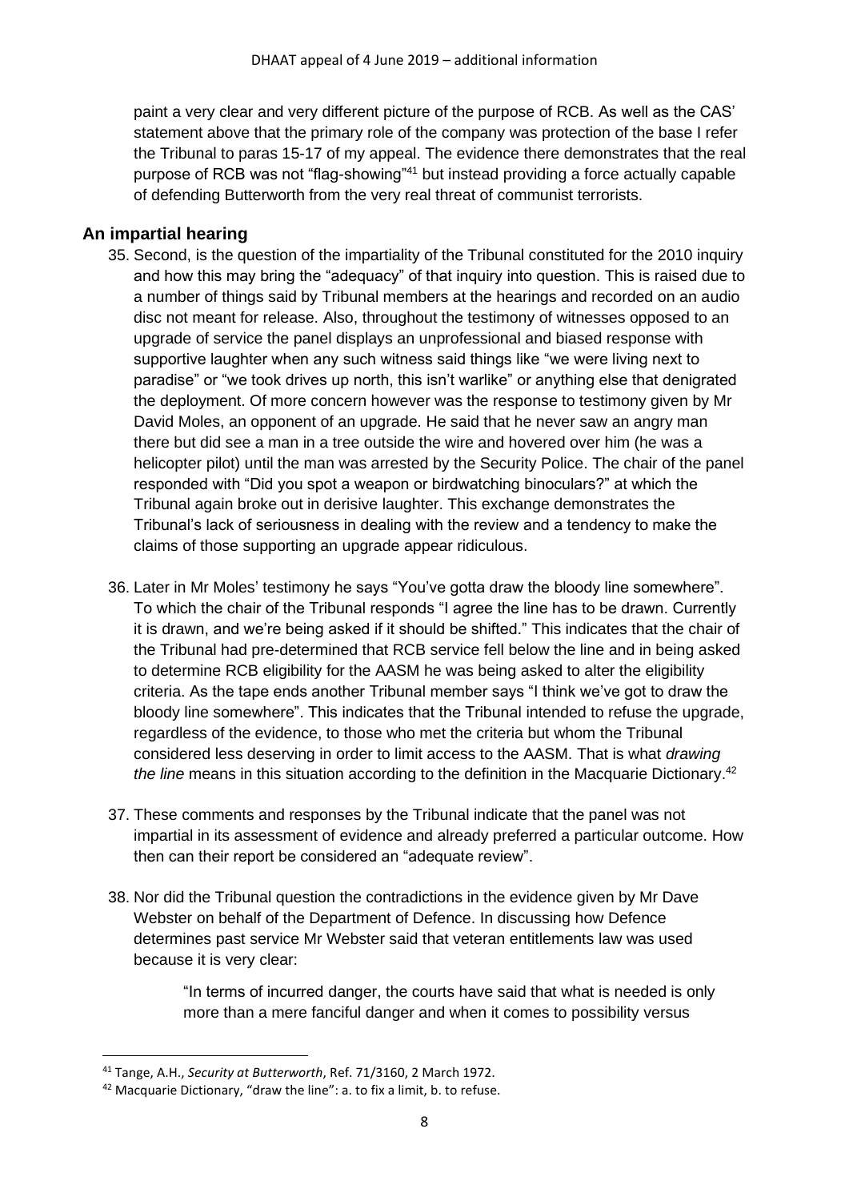paint a very clear and very different picture of the purpose of RCB. As well as the CAS' statement above that the primary role of the company was protection of the base I refer the Tribunal to paras 15-17 of my appeal. The evidence there demonstrates that the real purpose of RCB was not "flag-showing"[41] but instead providing a force actually capable of defending Butterworth from the very real threat of communist terrorists.

## An impartial hearing

35. Second, is the question of the impartiality of the Tribunal constituted for the 2010 inquiry and how this may bring the "adequacy" of that inquiry into question. This is raised due to a number of things said by Tribunal members at the hearings and recorded on an audio disc not meant for release. Also, throughout the testimony of witnesses opposed to an upgrade of service the panel displays an unprofessional and biased response with supportive laughter when any such witness said things like "we were living next to paradise" or "we took drives up north, this isn't warlike" or anything else that denigrated the deployment. Of more concern however was the response to testimony given by Mr David Moles, an opponent of an upgrade. He said that he never saw an angry man there but did see a man in a tree outside the wire and hovered over him (he was a helicopter pilot) until the man was arrested by the Security Police. The chair of the panel responded with "Did you spot a weapon or birdwatching binoculars?" at which the Tribunal again broke out in derisive laughter. This exchange demonstrates the Tribunal's lack of seriousness in dealing with the review and a tendency to make the claims of those supporting an upgrade appear ridiculous.

36. Later in Mr Moles' testimony he says "You've gotta draw the bloody line somewhere". To which the chair of the Tribunal responds "I agree the line has to be drawn. Currently it is drawn, and we're being asked if it should be shifted." This indicates that the chair of the Tribunal had pre-determined that RCB service fell below the line and in being asked to determine RCB eligibility for the AASM he was being asked to alter the eligibility criteria. As the tape ends another Tribunal member says "I think we've got to draw the bloody line somewhere". This indicates that the Tribunal intended to refuse the upgrade, regardless of the evidence, to those who met the criteria but whom the Tribunal considered less deserving in order to limit access to the AASM. That is what *drawing the line* means in this situation according to the definition in the Macquarie Dictionary.[42]

37. These comments and responses by the Tribunal indicate that the panel was not impartial in its assessment of evidence and already preferred a particular outcome. How then can their report be considered an "adequate review".

38. Nor did the Tribunal question the contradictions in the evidence given by Mr Dave Webster on behalf of the Department of Defence. In discussing how Defence determines past service Mr Webster said that veteran entitlements law was used because it is very clear:

> "In terms of incurred danger, the courts have said that what is needed is only more than a mere fanciful danger and when it comes to possibility versus

---

[41] Tange, A.H., *Security at Butterworth*, Ref. 71/3160, 2 March 1972.

[42] Macquarie Dictionary, "draw the line": a. to fix a limit, b. to refuse.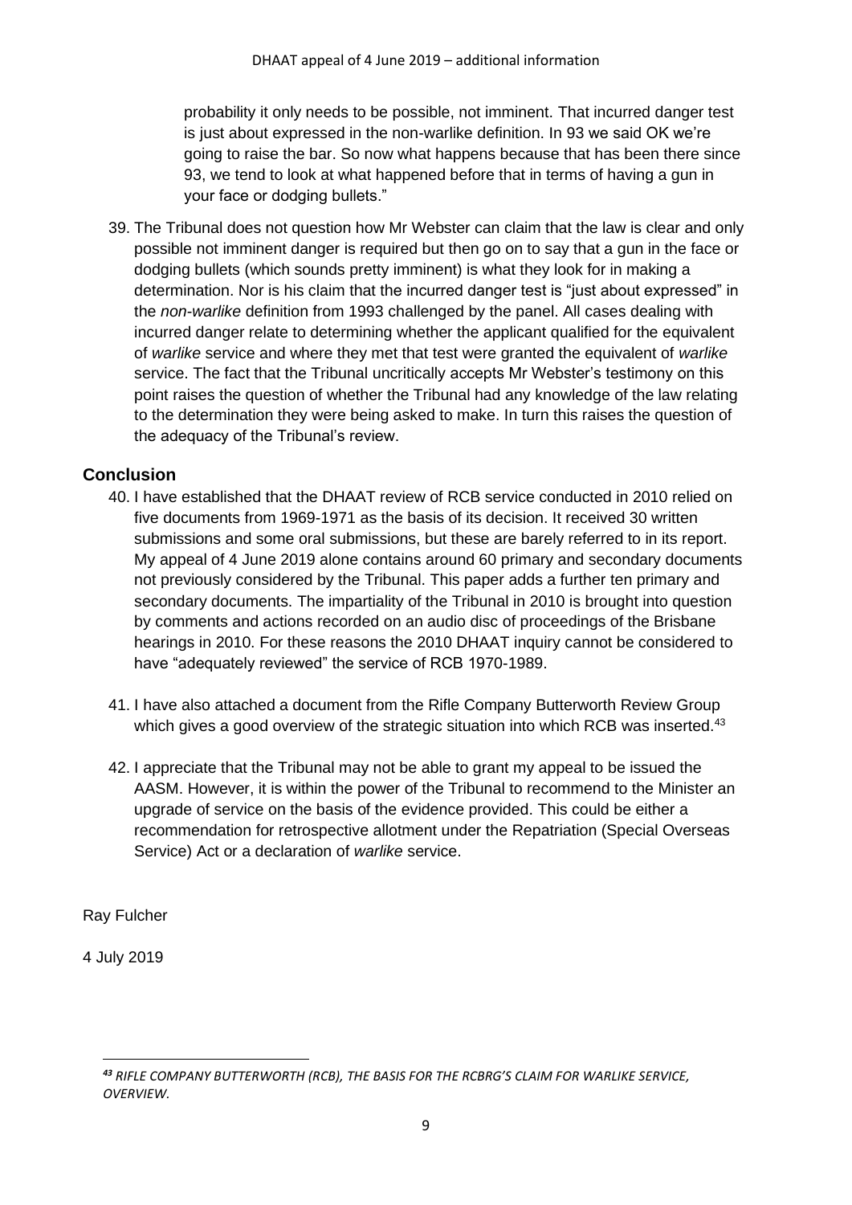probability it only needs to be possible, not imminent. That incurred danger test is just about expressed in the non-warlike definition. In 93 we said OK we're going to raise the bar. So now what happens because that has been there since 93, we tend to look at what happened before that in terms of having a gun in your face or dodging bullets."

39. The Tribunal does not question how Mr Webster can claim that the law is clear and only possible not imminent danger is required but then go on to say that a gun in the face or dodging bullets (which sounds pretty imminent) is what they look for in making a determination. Nor is his claim that the incurred danger test is "just about expressed" in the *non-warlike* definition from 1993 challenged by the panel. All cases dealing with incurred danger relate to determining whether the applicant qualified for the equivalent of *warlike* service and where they met that test were granted the equivalent of *warlike* service. The fact that the Tribunal uncritically accepts Mr Webster's testimony on this point raises the question of whether the Tribunal had any knowledge of the law relating to the determination they were being asked to make. In turn this raises the question of the adequacy of the Tribunal's review.

## Conclusion

40. I have established that the DHAAT review of RCB service conducted in 2010 relied on five documents from 1969-1971 as the basis of its decision. It received 30 written submissions and some oral submissions, but these are barely referred to in its report. My appeal of 4 June 2019 alone contains around 60 primary and secondary documents not previously considered by the Tribunal. This paper adds a further ten primary and secondary documents. The impartiality of the Tribunal in 2010 is brought into question by comments and actions recorded on an audio disc of proceedings of the Brisbane hearings in 2010. For these reasons the 2010 DHAAT inquiry cannot be considered to have "adequately reviewed" the service of RCB 1970-1989.

41. I have also attached a document from the Rifle Company Butterworth Review Group which gives a good overview of the strategic situation into which RCB was inserted.[43]

42. I appreciate that the Tribunal may not be able to grant my appeal to be issued the AASM. However, it is within the power of the Tribunal to recommend to the Minister an upgrade of service on the basis of the evidence provided. This could be either a recommendation for retrospective allotment under the Repatriation (Special Overseas Service) Act or a declaration of *warlike* service.

Ray Fulcher

4 July 2019

---

[43] *RIFLE COMPANY BUTTERWORTH (RCB), THE BASIS FOR THE RCBRG'S CLAIM FOR WARLIKE SERVICE, OVERVIEW.*